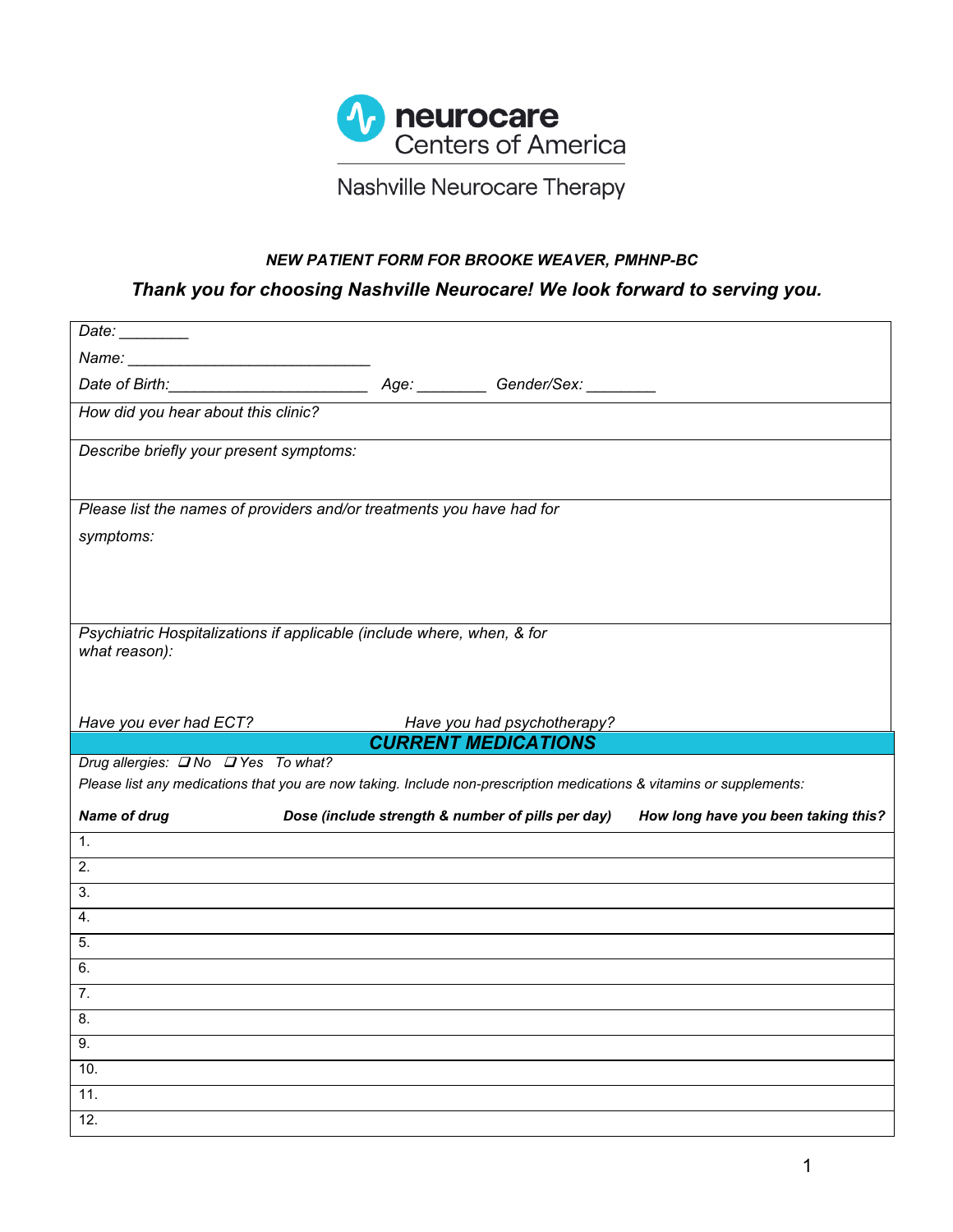neurocare
Centers of America

Nashville Neurocare Therapy

***NEW PATIENT FORM FOR BROOKE WEAVER, PMHNP-BC***

***Thank you for choosing Nashville Neurocare! We look forward to serving you.***

*Date:* ________

*Name:* ____________________________

*Date of Birth:*_______________________ *Age:* ________ *Gender/Sex:* ________

*How did you hear about this clinic?*

*Describe briefly your present symptoms:*

*Please list the names of providers and/or treatments you have had for symptoms:*

*Psychiatric Hospitalizations if applicable (include where, when, & for what reason):*

*Have you ever had ECT?* *Have you had psychotherapy?*

## ***CURRENT MEDICATIONS***

*Drug allergies:* ❑ *No* ❑ *Yes To what?*

*Please list any medications that you are now taking. Include non-prescription medications & vitamins or supplements:*

| ***Name of drug*** | ***Dose (include strength & number of pills per day)*** | ***How long have you been taking this?*** |
|---|---|---|
| 1. | | |
| 2. | | |
| 3. | | |
| 4. | | |
| 5. | | |
| 6. | | |
| 7. | | |
| 8. | | |
| 9. | | |
| 10. | | |
| 11. | | |
| 12. | | |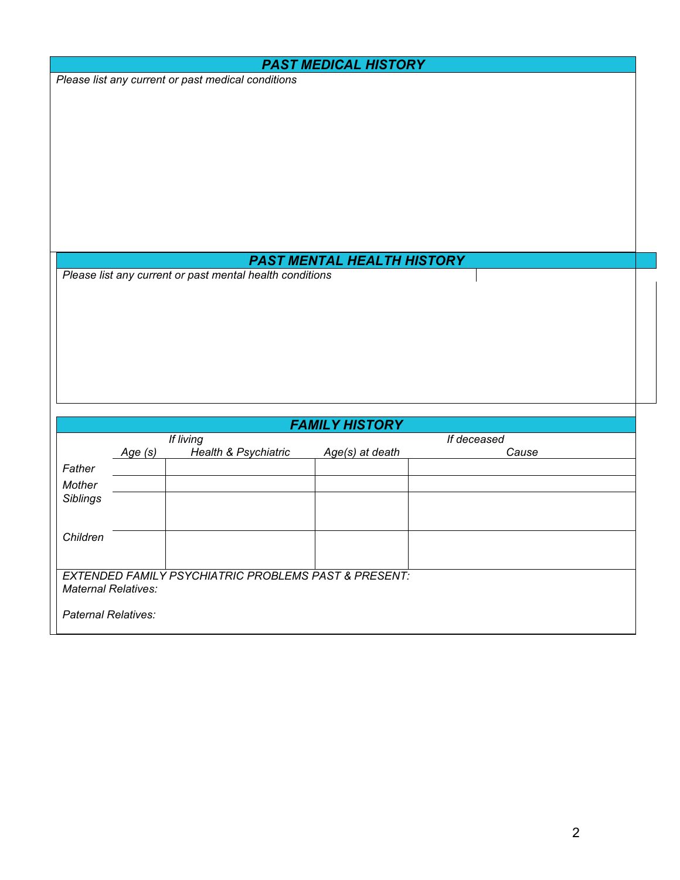## PAST MEDICAL HISTORY

*Please list any current or past medical conditions*

## PAST MENTAL HEALTH HISTORY

*Please list any current or past mental health conditions*

## FAMILY HISTORY

| | *If living* | | *If deceased* | |
|---|---|---|---|---|
| | *Age (s)* | *Health & Psychiatric* | *Age(s) at death* | *Cause* |
| *Father* | | | | |
| *Mother* | | | | |
| *Siblings* | | | | |
| *Children* | | | | |

*EXTENDED FAMILY PSYCHIATRIC PROBLEMS PAST & PRESENT:*

*Maternal Relatives:*

*Paternal Relatives:*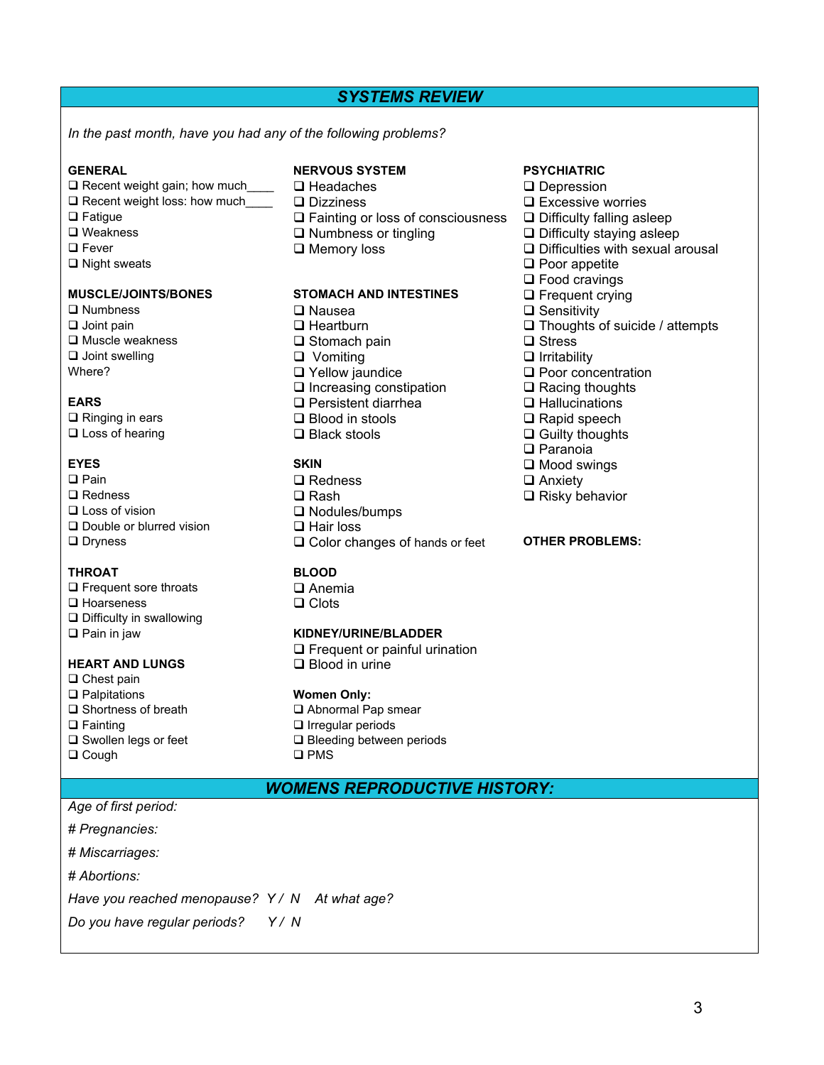## SYSTEMS REVIEW

*In the past month, have you had any of the following problems?*

**GENERAL**

- ❑ Recent weight gain; how much____
- ❑ Recent weight loss: how much____
- ❑ Fatigue
- ❑ Weakness
- ❑ Fever
- ❑ Night sweats

**MUSCLE/JOINTS/BONES**

- ❑ Numbness
- ❑ Joint pain
- ❑ Muscle weakness
- ❑ Joint swelling

Where?

**EARS**

- ❑ Ringing in ears
- ❑ Loss of hearing

**EYES**

- ❑ Pain
- ❑ Redness
- ❑ Loss of vision
- ❑ Double or blurred vision
- ❑ Dryness

**THROAT**

- ❑ Frequent sore throats
- ❑ Hoarseness
- ❑ Difficulty in swallowing
- ❑ Pain in jaw

**HEART AND LUNGS**

- ❑ Chest pain
- ❑ Palpitations
- ❑ Shortness of breath
- ❑ Fainting
- ❑ Swollen legs or feet
- ❑ Cough

**NERVOUS SYSTEM**

- ❑ Headaches
- ❑ Dizziness
- ❑ Fainting or loss of consciousness
- ❑ Numbness or tingling
- ❑ Memory loss

**STOMACH AND INTESTINES**

- ❑ Nausea
- ❑ Heartburn
- ❑ Stomach pain
- ❑ Vomiting
- ❑ Yellow jaundice
- ❑ Increasing constipation
- ❑ Persistent diarrhea
- ❑ Blood in stools
- ❑ Black stools

**SKIN**

- ❑ Redness
- ❑ Rash
- ❑ Nodules/bumps
- ❑ Hair loss
- ❑ Color changes of hands or feet

**BLOOD**

- ❑ Anemia
- ❑ Clots

**KIDNEY/URINE/BLADDER**

- ❑ Frequent or painful urination
- ❑ Blood in urine

**Women Only:**

- ❑ Abnormal Pap smear
- ❑ Irregular periods
- ❑ Bleeding between periods
- ❑ PMS

**PSYCHIATRIC**

- ❑ Depression
- ❑ Excessive worries
- ❑ Difficulty falling asleep
- ❑ Difficulty staying asleep
- ❑ Difficulties with sexual arousal
- ❑ Poor appetite
- ❑ Food cravings
- ❑ Frequent crying
- ❑ Sensitivity
- ❑ Thoughts of suicide / attempts
- ❑ Stress
- ❑ Irritability
- ❑ Poor concentration
- ❑ Racing thoughts
- ❑ Hallucinations
- ❑ Rapid speech
- ❑ Guilty thoughts
- ❑ Paranoia
- ❑ Mood swings
- ❑ Anxiety
- ❑ Risky behavior

**OTHER PROBLEMS:**

## WOMENS REPRODUCTIVE HISTORY:

*Age of first period:*

*# Pregnancies:*

*# Miscarriages:*

*# Abortions:*

*Have you reached menopause?* *Y / N* *At what age?*

*Do you have regular periods?* *Y / N*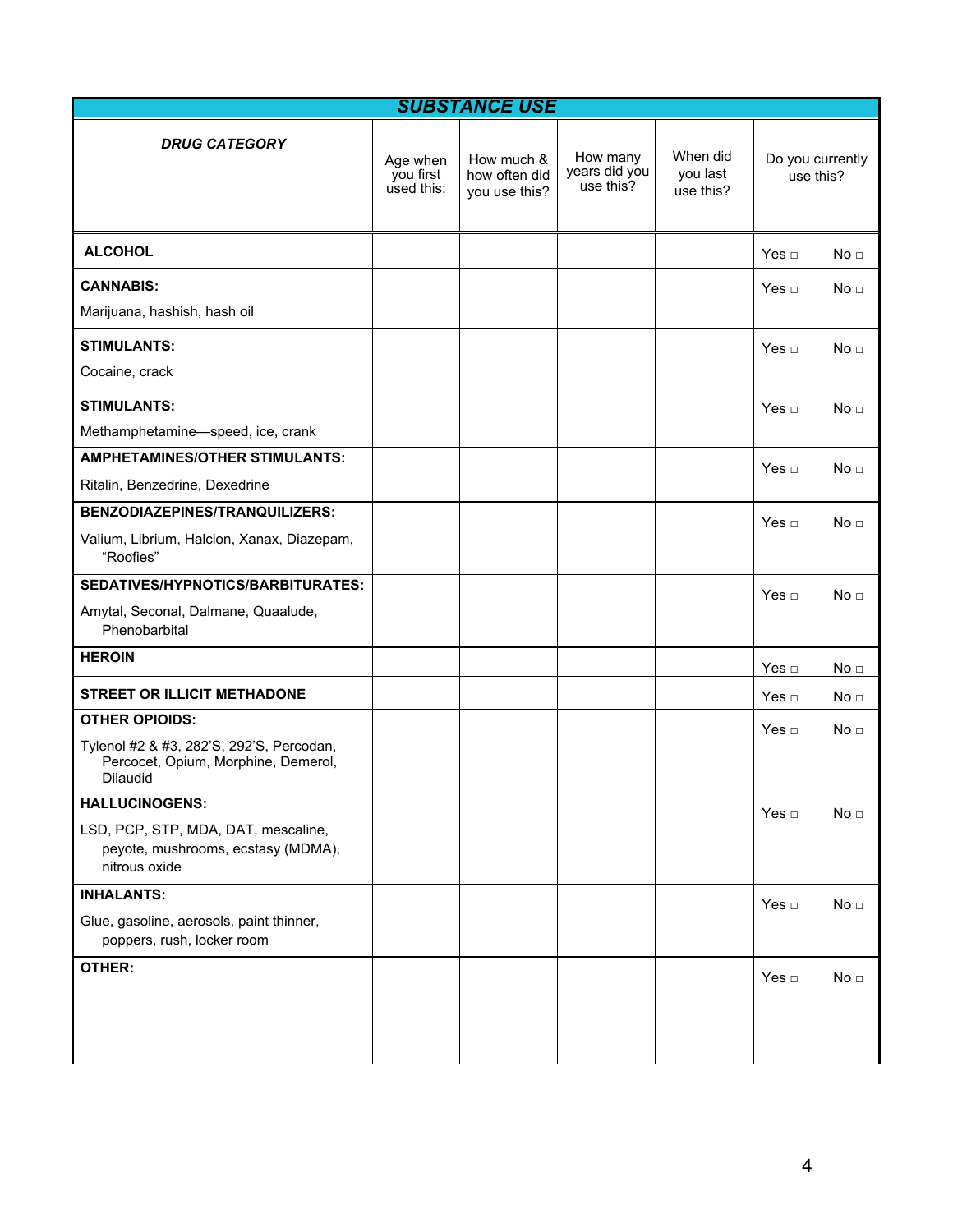## *SUBSTANCE USE*

| ***DRUG CATEGORY*** | Age when you first used this: | How much & how often did you use this? | How many years did you use this? | When did you last use this? | Do you currently use this? |
|---|---|---|---|---|---|
| **ALCOHOL** | | | | | Yes □ No □ |
| **CANNABIS:** Marijuana, hashish, hash oil | | | | | Yes □ No □ |
| **STIMULANTS:** Cocaine, crack | | | | | Yes □ No □ |
| **STIMULANTS:** Methamphetamine—speed, ice, crank | | | | | Yes □ No □ |
| **AMPHETAMINES/OTHER STIMULANTS:** Ritalin, Benzedrine, Dexedrine | | | | | Yes □ No □ |
| **BENZODIAZEPINES/TRANQUILIZERS:** Valium, Librium, Halcion, Xanax, Diazepam, "Roofies" | | | | | Yes □ No □ |
| **SEDATIVES/HYPNOTICS/BARBITURATES:** Amytal, Seconal, Dalmane, Quaalude, Phenobarbital | | | | | Yes □ No □ |
| **HEROIN** | | | | | Yes □ No □ |
| **STREET OR ILLICIT METHADONE** | | | | | Yes □ No □ |
| **OTHER OPIOIDS:** Tylenol #2 & #3, 282'S, 292'S, Percodan, Percocet, Opium, Morphine, Demerol, Dilaudid | | | | | Yes □ No □ |
| **HALLUCINOGENS:** LSD, PCP, STP, MDA, DAT, mescaline, peyote, mushrooms, ecstasy (MDMA), nitrous oxide | | | | | Yes □ No □ |
| **INHALANTS:** Glue, gasoline, aerosols, paint thinner, poppers, rush, locker room | | | | | Yes □ No □ |
| **OTHER:** | | | | | Yes □ No □ |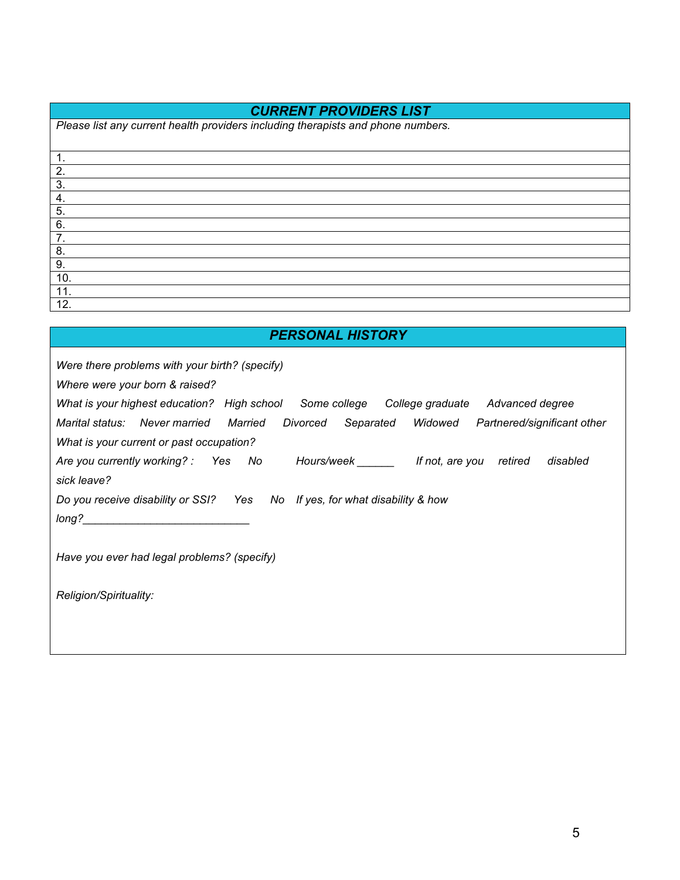## *CURRENT PROVIDERS LIST*

*Please list any current health providers including therapists and phone numbers.*

| |
|---|
| 1. |
| 2. |
| 3. |
| 4. |
| 5. |
| 6. |
| 7. |
| 8. |
| 9. |
| 10. |
| 11. |
| 12. |

## *PERSONAL HISTORY*

*Were there problems with your birth? (specify)*

*Where were your born & raised?*

*What is your highest education?* *High school* *Some college* *College graduate* *Advanced degree*

*Marital status:* *Never married* *Married* *Divorced* *Separated* *Widowed* *Partnered/significant other*

*What is your current or past occupation?*

*Are you currently working? :* *Yes* *No* *Hours/week ______* *If not, are you* *retired* *disabled* *sick leave?*

*Do you receive disability or SSI?* *Yes* *No* *If yes, for what disability & how long?___________________________*

*Have you ever had legal problems? (specify)*

*Religion/Spirituality:*